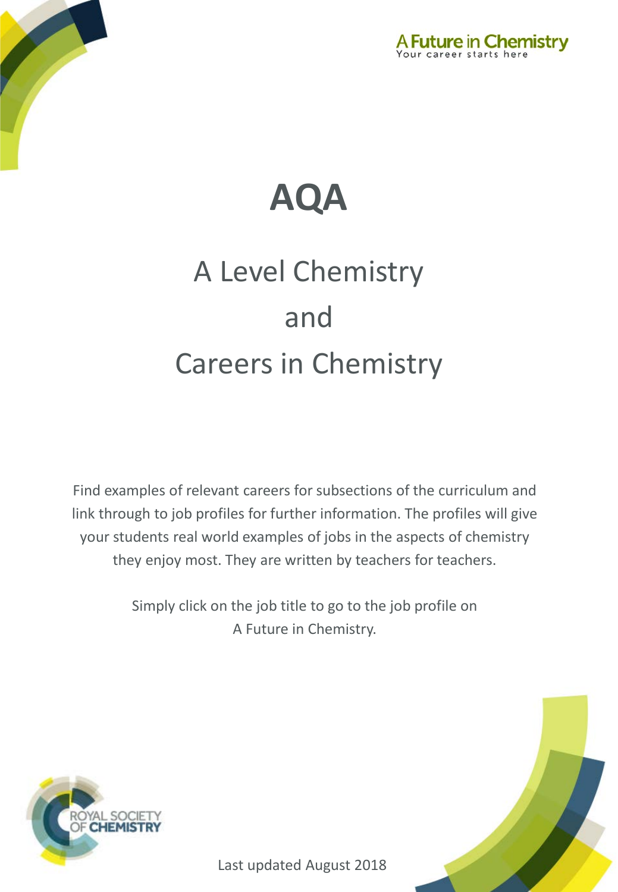A Future in Chemistry
Your career starts here

# AQA

## A Level Chemistry and Careers in Chemistry

Find examples of relevant careers for subsections of the curriculum and link through to job profiles for further information. The profiles will give your students real world examples of jobs in the aspects of chemistry they enjoy most. They are written by teachers for teachers.

Simply click on the job title to go to the job profile on A Future in Chemistry.

ROYAL SOCIETY OF CHEMISTRY

Last updated August 2018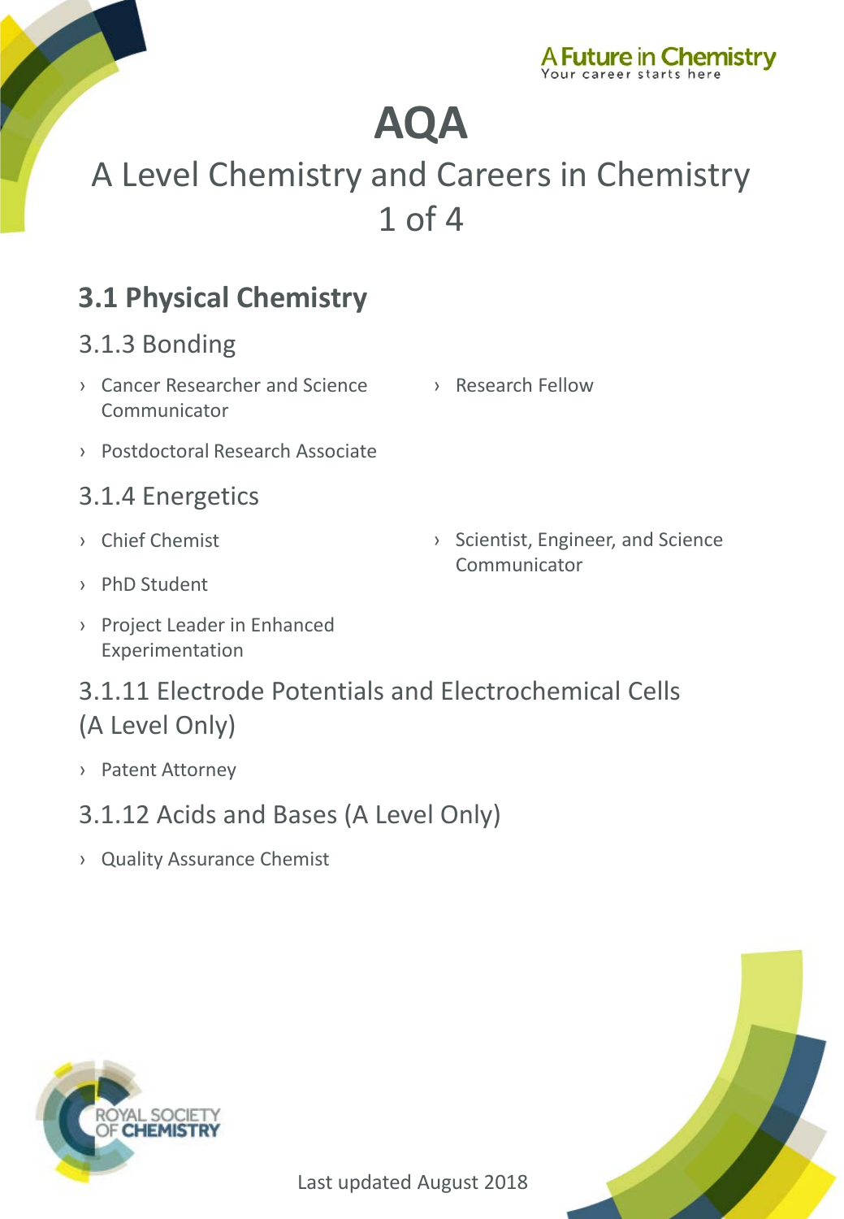A Future in Chemistry
Your career starts here

# AQA

## A Level Chemistry and Careers in Chemistry 1 of 4

## 3.1 Physical Chemistry

### 3.1.3 Bonding

- Cancer Researcher and Science Communicator
- Postdoctoral Research Associate
- Research Fellow

### 3.1.4 Energetics

- Chief Chemist
- PhD Student
- Project Leader in Enhanced Experimentation
- Scientist, Engineer, and Science Communicator

### 3.1.11 Electrode Potentials and Electrochemical Cells (A Level Only)

- Patent Attorney

### 3.1.12 Acids and Bases (A Level Only)

- Quality Assurance Chemist

ROYAL SOCIETY OF CHEMISTRY

Last updated August 2018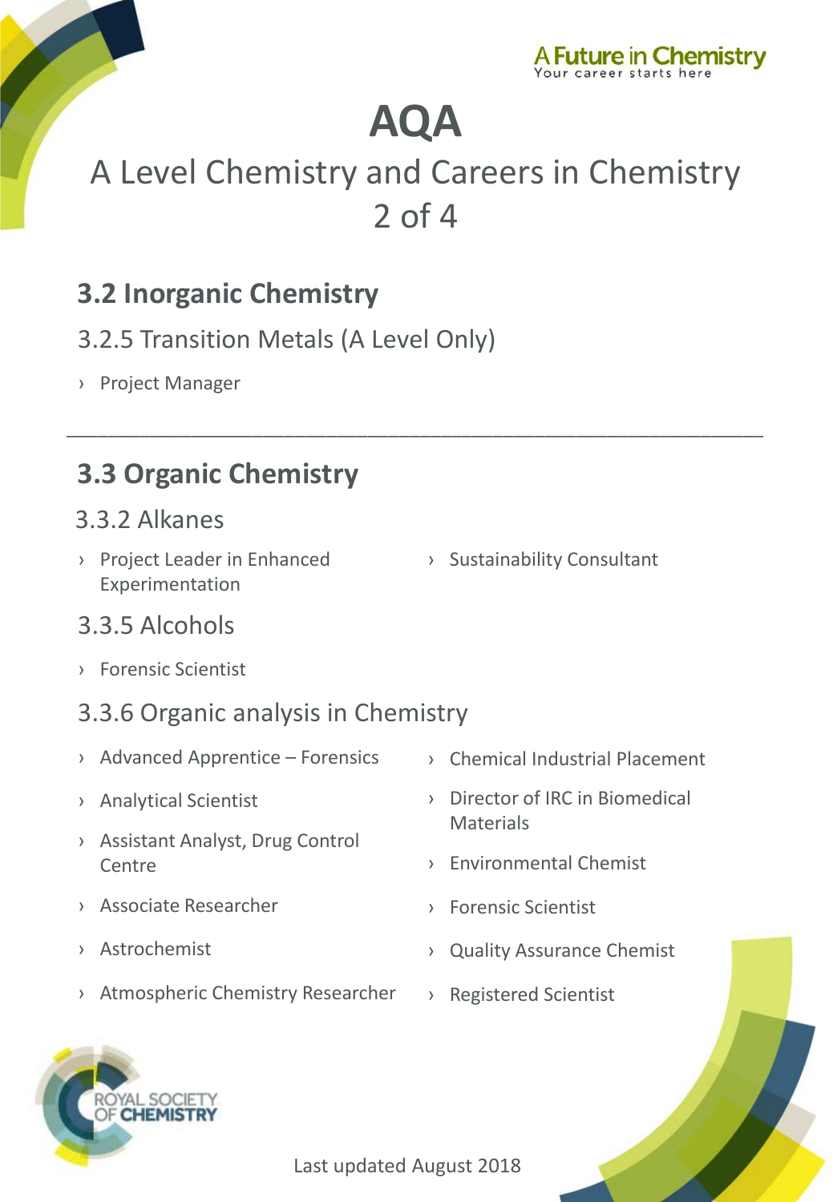# AQA

## A Level Chemistry and Careers in Chemistry 2 of 4

## 3.2 Inorganic Chemistry

### 3.2.5 Transition Metals (A Level Only)

- Project Manager

---

## 3.3 Organic Chemistry

### 3.3.2 Alkanes

- Project Leader in Enhanced Experimentation
- Sustainability Consultant

### 3.3.5 Alcohols

- Forensic Scientist

### 3.3.6 Organic analysis in Chemistry

- Advanced Apprentice – Forensics
- Analytical Scientist
- Assistant Analyst, Drug Control Centre
- Associate Researcher
- Astrochemist
- Atmospheric Chemistry Researcher
- Chemical Industrial Placement
- Director of IRC in Biomedical Materials
- Environmental Chemist
- Forensic Scientist
- Quality Assurance Chemist
- Registered Scientist

Last updated August 2018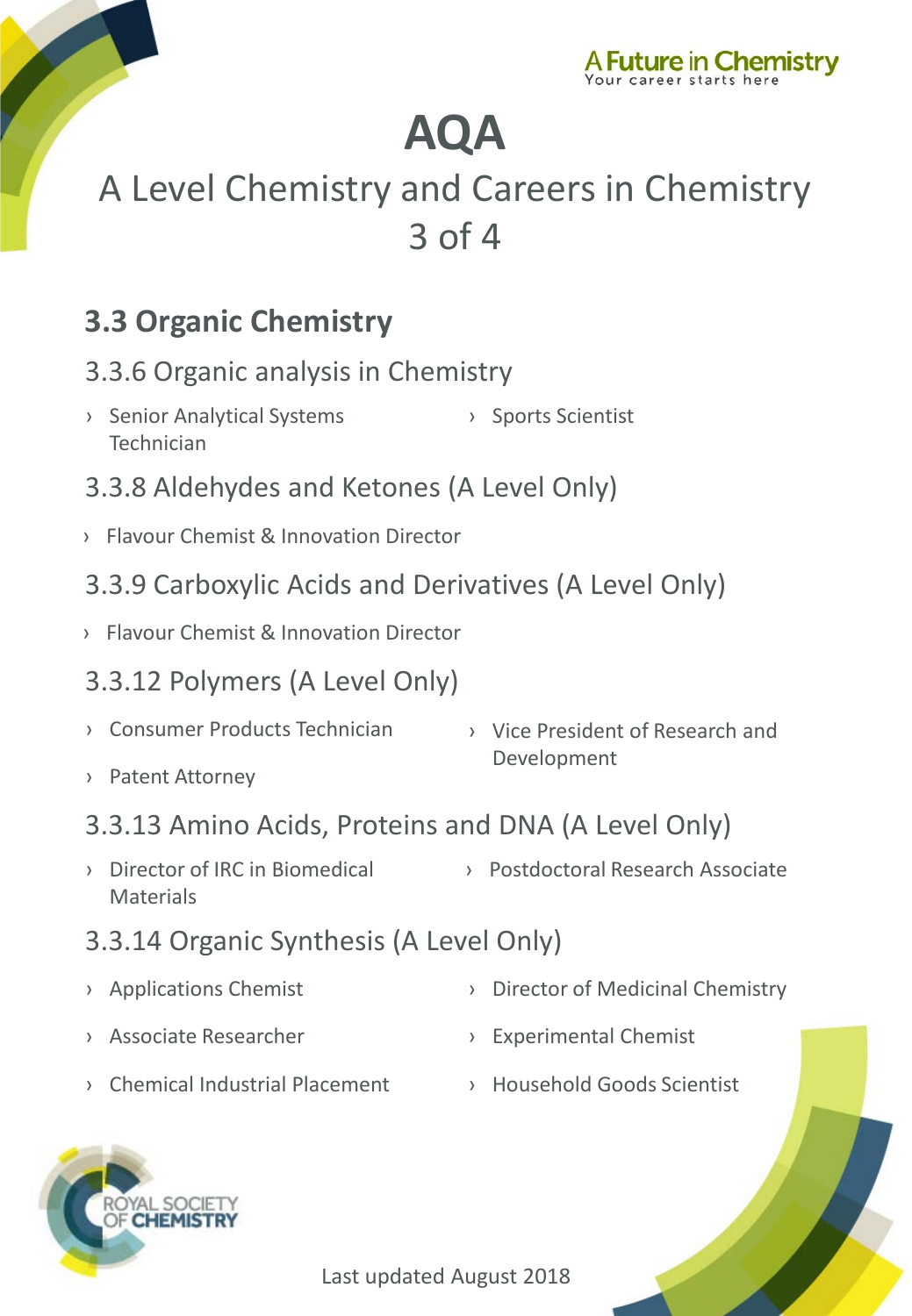A Future in Chemistry
Your career starts here

# AQA

## A Level Chemistry and Careers in Chemistry 3 of 4

### 3.3 Organic Chemistry

#### 3.3.6 Organic analysis in Chemistry

- Senior Analytical Systems Technician
- Sports Scientist

#### 3.3.8 Aldehydes and Ketones (A Level Only)

- Flavour Chemist & Innovation Director

#### 3.3.9 Carboxylic Acids and Derivatives (A Level Only)

- Flavour Chemist & Innovation Director

#### 3.3.12 Polymers (A Level Only)

- Consumer Products Technician
- Patent Attorney
- Vice President of Research and Development

#### 3.3.13 Amino Acids, Proteins and DNA (A Level Only)

- Director of IRC in Biomedical Materials
- Postdoctoral Research Associate

#### 3.3.14 Organic Synthesis (A Level Only)

- Applications Chemist
- Associate Researcher
- Chemical Industrial Placement
- Director of Medicinal Chemistry
- Experimental Chemist
- Household Goods Scientist

ROYAL SOCIETY OF CHEMISTRY

Last updated August 2018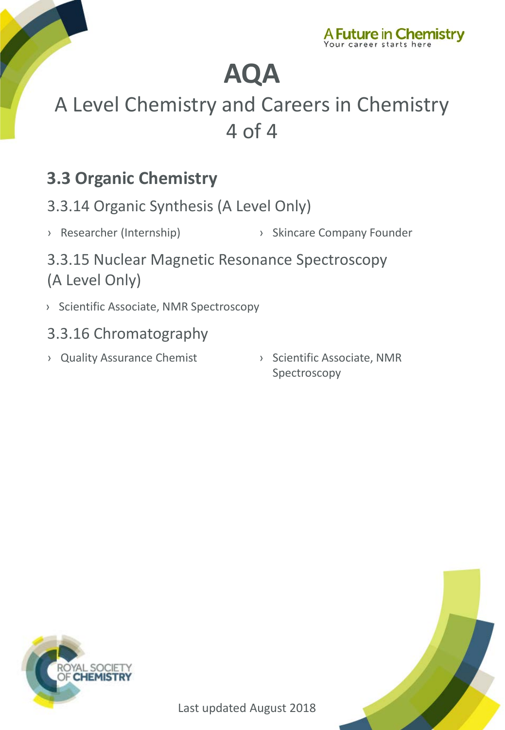A Future in Chemistry
Your career starts here

# AQA

## A Level Chemistry and Careers in Chemistry 4 of 4

## 3.3 Organic Chemistry

### 3.3.14 Organic Synthesis (A Level Only)

- Researcher (Internship)
- Skincare Company Founder

### 3.3.15 Nuclear Magnetic Resonance Spectroscopy (A Level Only)

- Scientific Associate, NMR Spectroscopy

### 3.3.16 Chromatography

- Quality Assurance Chemist
- Scientific Associate, NMR Spectroscopy

ROYAL SOCIETY OF CHEMISTRY

Last updated August 2018